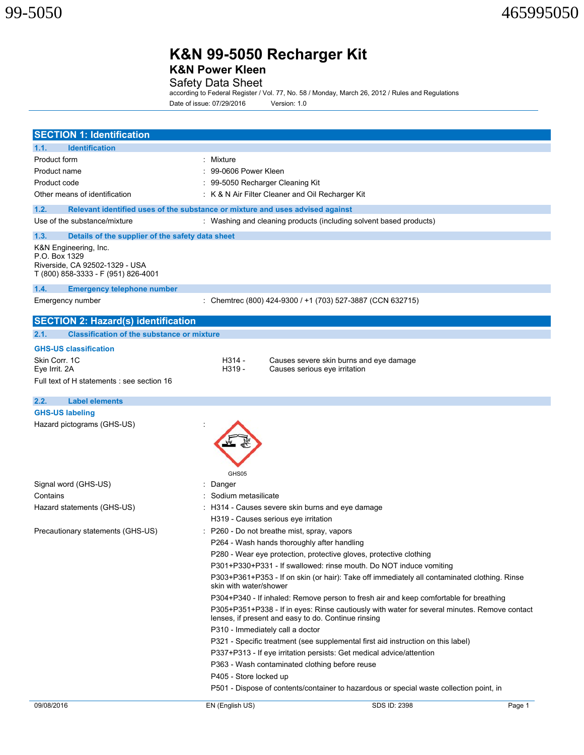# K&N 99-5050 Recharger Kit

## K&N Power Kleen

Safety Data Sheet

according to Federal Register / Vol. 77, No. 58 / Monday, March 26, 2012 / Rules and Regulations

Date of issue: 07/29/2016 Version: 1.0

## SECTION 1: Identification

### 1.1. Identification

| | |
|---|---|
| Product form | : Mixture |
| Product name | : 99-0606 Power Kleen |
| Product code | : 99-5050 Recharger Cleaning Kit |
| Other means of identification | : K & N Air Filter Cleaner and Oil Recharger Kit |

### 1.2. Relevant identified uses of the substance or mixture and uses advised against

| | |
|---|---|
| Use of the substance/mixture | : Washing and cleaning products (including solvent based products) |

### 1.3. Details of the supplier of the safety data sheet

K&N Engineering, Inc.
P.O. Box 1329
Riverside, CA 92502-1329 - USA
T (800) 858-3333 - F (951) 826-4001

### 1.4. Emergency telephone number

| | |
|---|---|
| Emergency number | : Chemtrec (800) 424-9300 / +1 (703) 527-3887 (CCN 632715) |

## SECTION 2: Hazard(s) identification

### 2.1. Classification of the substance or mixture

**GHS-US classification**

| | | |
|---|---|---|
| Skin Corr. 1C | H314 - | Causes severe skin burns and eye damage |
| Eye Irrit. 2A | H319 - | Causes serious eye irritation |

Full text of H statements : see section 16

### 2.2. Label elements

**GHS-US labeling**

Hazard pictograms (GHS-US) :

GHS05

Signal word (GHS-US) : Danger

Contains : Sodium metasilicate

Hazard statements (GHS-US) :
- H314 - Causes severe skin burns and eye damage
- H319 - Causes serious eye irritation

Precautionary statements (GHS-US) :
- P260 - Do not breathe mist, spray, vapors
- P264 - Wash hands thoroughly after handling
- P280 - Wear eye protection, protective gloves, protective clothing
- P301+P330+P331 - If swallowed: rinse mouth. Do NOT induce vomiting
- P303+P361+P353 - If on skin (or hair): Take off immediately all contaminated clothing. Rinse skin with water/shower
- P304+P340 - If inhaled: Remove person to fresh air and keep comfortable for breathing
- P305+P351+P338 - If in eyes: Rinse cautiously with water for several minutes. Remove contact lenses, if present and easy to do. Continue rinsing
- P310 - Immediately call a doctor
- P321 - Specific treatment (see supplemental first aid instruction on this label)
- P337+P313 - If eye irritation persists: Get medical advice/attention
- P363 - Wash contaminated clothing before reuse
- P405 - Store locked up
- P501 - Dispose of contents/container to hazardous or special waste collection point, in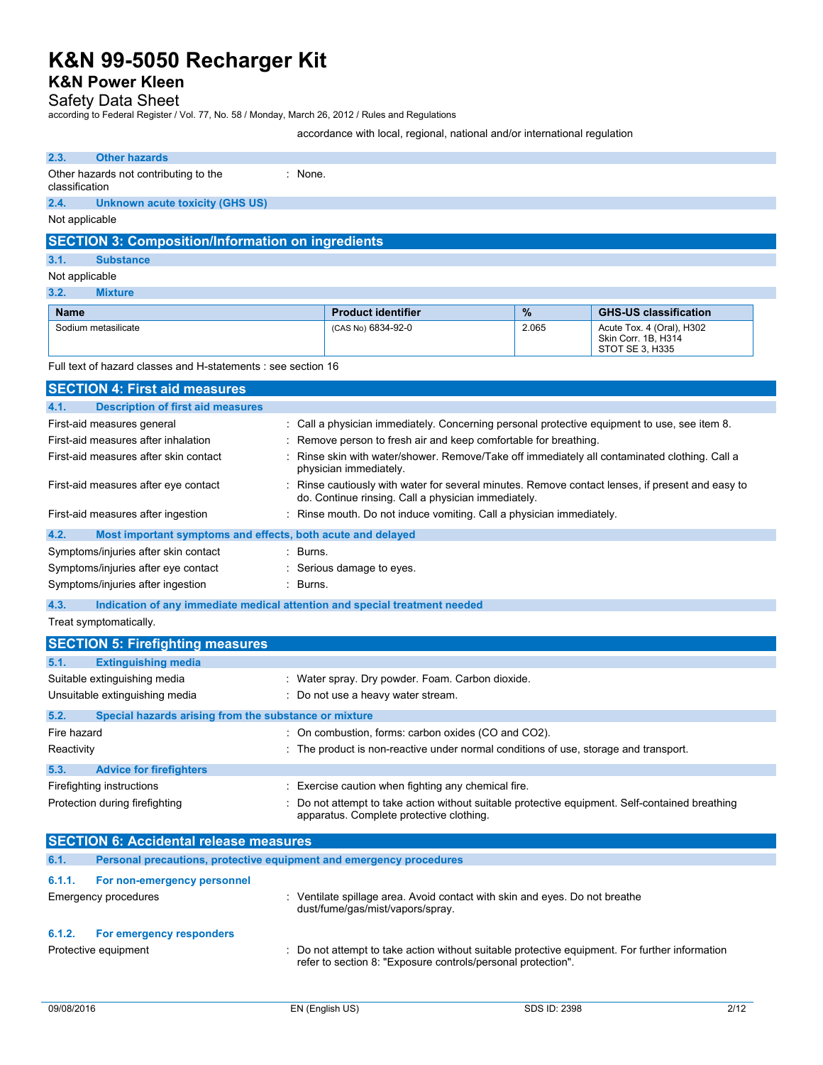accordance with local, regional, national and/or international regulation

### 2.3. Other hazards

Other hazards not contributing to the classification : None.

### 2.4. Unknown acute toxicity (GHS US)

Not applicable

## SECTION 3: Composition/Information on ingredients

### 3.1. Substance

Not applicable

### 3.2. Mixture

| Name | Product identifier | % | GHS-US classification |
| --- | --- | --- | --- |
| Sodium metasilicate | (CAS No) 6834-92-0 | 2.065 | Acute Tox. 4 (Oral), H302<br>Skin Corr. 1B, H314<br>STOT SE 3, H335 |

Full text of hazard classes and H-statements : see section 16

## SECTION 4: First aid measures

### 4.1. Description of first aid measures

First-aid measures general : Call a physician immediately. Concerning personal protective equipment to use, see item 8.

First-aid measures after inhalation : Remove person to fresh air and keep comfortable for breathing.

First-aid measures after skin contact : Rinse skin with water/shower. Remove/Take off immediately all contaminated clothing. Call a physician immediately.

First-aid measures after eye contact : Rinse cautiously with water for several minutes. Remove contact lenses, if present and easy to do. Continue rinsing. Call a physician immediately.

First-aid measures after ingestion : Rinse mouth. Do not induce vomiting. Call a physician immediately.

### 4.2. Most important symptoms and effects, both acute and delayed

Symptoms/injuries after skin contact : Burns.

Symptoms/injuries after eye contact : Serious damage to eyes.

Symptoms/injuries after ingestion : Burns.

### 4.3. Indication of any immediate medical attention and special treatment needed

Treat symptomatically.

## SECTION 5: Firefighting measures

### 5.1. Extinguishing media

Suitable extinguishing media : Water spray. Dry powder. Foam. Carbon dioxide.

Unsuitable extinguishing media : Do not use a heavy water stream.

### 5.2. Special hazards arising from the substance or mixture

Fire hazard : On combustion, forms: carbon oxides (CO and $CO_2$).

Reactivity : The product is non-reactive under normal conditions of use, storage and transport.

### 5.3. Advice for firefighters

Firefighting instructions : Exercise caution when fighting any chemical fire.

Protection during firefighting : Do not attempt to take action without suitable protective equipment. Self-contained breathing apparatus. Complete protective clothing.

## SECTION 6: Accidental release measures

### 6.1. Personal precautions, protective equipment and emergency procedures

#### 6.1.1. For non-emergency personnel

Emergency procedures : Ventilate spillage area. Avoid contact with skin and eyes. Do not breathe dust/fume/gas/mist/vapors/spray.

#### 6.1.2. For emergency responders

Protective equipment : Do not attempt to take action without suitable protective equipment. For further information refer to section 8: "Exposure controls/personal protection".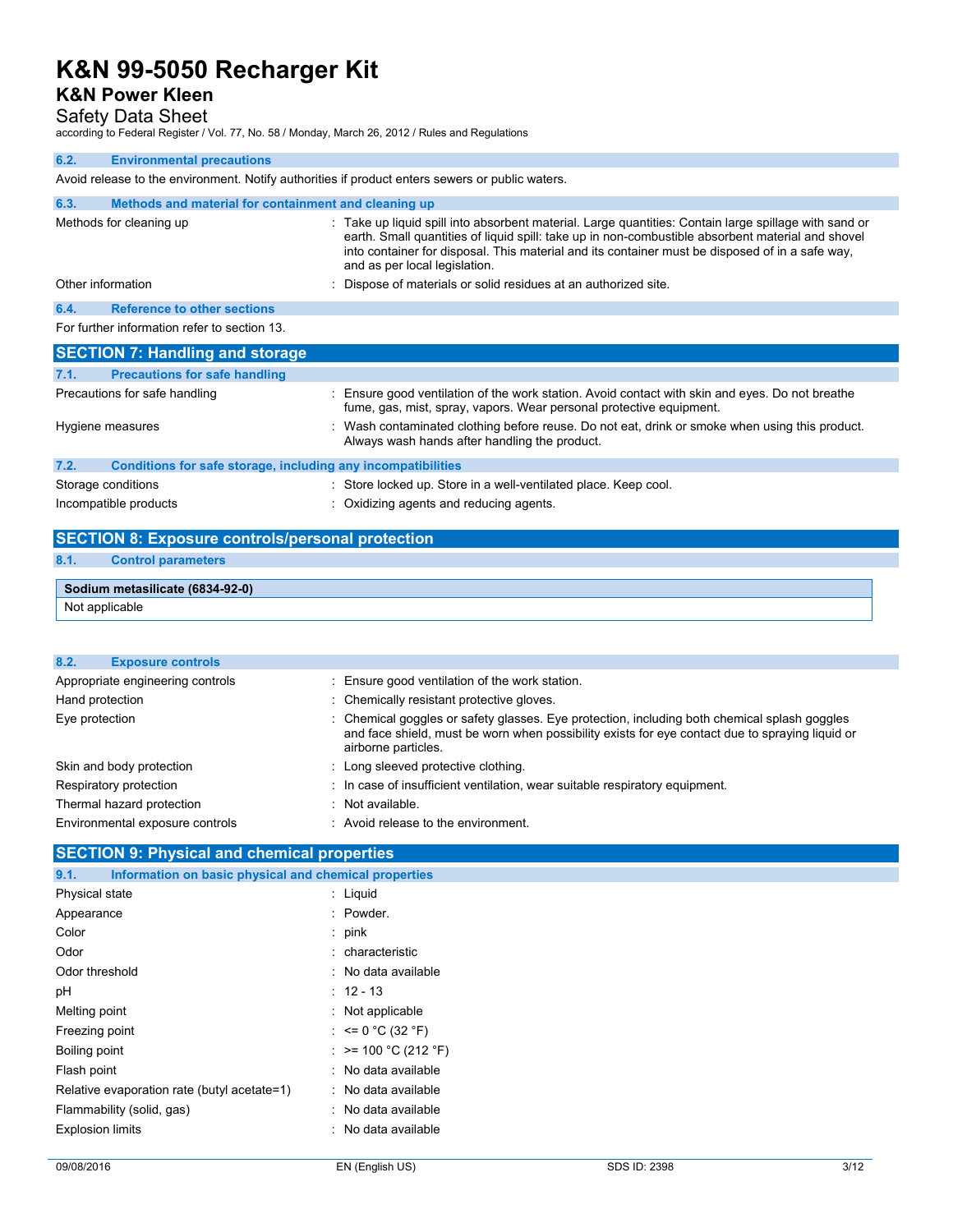### 6.2. Environmental precautions

Avoid release to the environment. Notify authorities if product enters sewers or public waters.

### 6.3. Methods and material for containment and cleaning up

| | |
|---|---|
| Methods for cleaning up | : Take up liquid spill into absorbent material. Large quantities: Contain large spillage with sand or earth. Small quantities of liquid spill: take up in non-combustible absorbent material and shovel into container for disposal. This material and its container must be disposed of in a safe way, and as per local legislation. |
| Other information | : Dispose of materials or solid residues at an authorized site. |

### 6.4. Reference to other sections

For further information refer to section 13.

## SECTION 7: Handling and storage

### 7.1. Precautions for safe handling

| | |
|---|---|
| Precautions for safe handling | : Ensure good ventilation of the work station. Avoid contact with skin and eyes. Do not breathe fume, gas, mist, spray, vapors. Wear personal protective equipment. |
| Hygiene measures | : Wash contaminated clothing before reuse. Do not eat, drink or smoke when using this product. Always wash hands after handling the product. |

### 7.2. Conditions for safe storage, including any incompatibilities

| | |
|---|---|
| Storage conditions | : Store locked up. Store in a well-ventilated place. Keep cool. |
| Incompatible products | : Oxidizing agents and reducing agents. |

## SECTION 8: Exposure controls/personal protection

### 8.1. Control parameters

| Sodium metasilicate (6834-92-0) |
|---|
| Not applicable |

### 8.2. Exposure controls

| | |
|---|---|
| Appropriate engineering controls | : Ensure good ventilation of the work station. |
| Hand protection | : Chemically resistant protective gloves. |
| Eye protection | : Chemical goggles or safety glasses. Eye protection, including both chemical splash goggles and face shield, must be worn when possibility exists for eye contact due to spraying liquid or airborne particles. |
| Skin and body protection | : Long sleeved protective clothing. |
| Respiratory protection | : In case of insufficient ventilation, wear suitable respiratory equipment. |
| Thermal hazard protection | : Not available. |
| Environmental exposure controls | : Avoid release to the environment. |

## SECTION 9: Physical and chemical properties

### 9.1. Information on basic physical and chemical properties

| | |
|---|---|
| Physical state | : Liquid |
| Appearance | : Powder. |
| Color | : pink |
| Odor | : characteristic |
| Odor threshold | : No data available |
| pH | : 12 - 13 |
| Melting point | : Not applicable |
| Freezing point | : <= 0 °C (32 °F) |
| Boiling point | : >= 100 °C (212 °F) |
| Flash point | : No data available |
| Relative evaporation rate (butyl acetate=1) | : No data available |
| Flammability (solid, gas) | : No data available |
| Explosion limits | : No data available |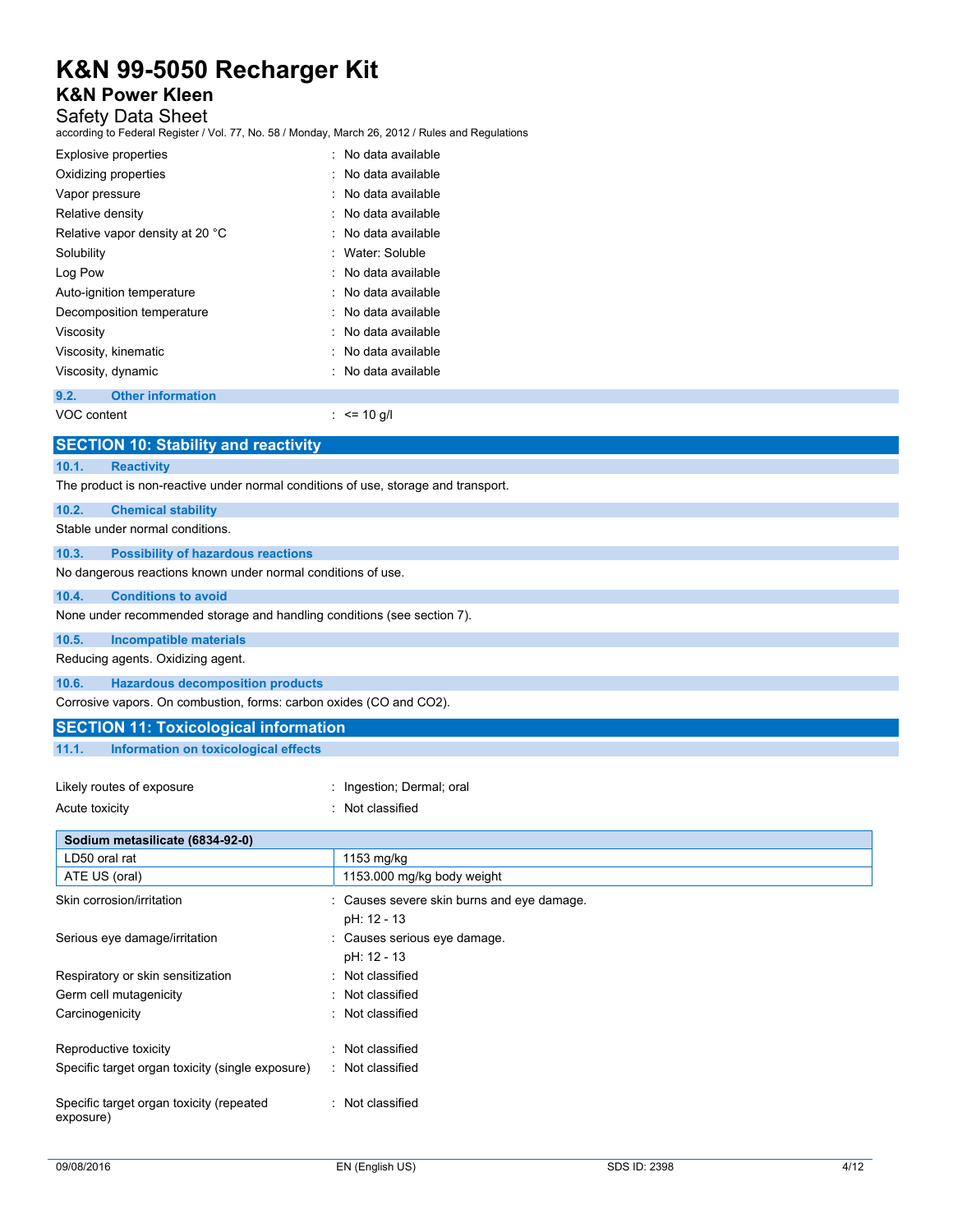| | |
|---|---|
| Explosive properties | : No data available |
| Oxidizing properties | : No data available |
| Vapor pressure | : No data available |
| Relative density | : No data available |
| Relative vapor density at 20 °C | : No data available |
| Solubility | : Water: Soluble |
| Log Pow | : No data available |
| Auto-ignition temperature | : No data available |
| Decomposition temperature | : No data available |
| Viscosity | : No data available |
| Viscosity, kinematic | : No data available |
| Viscosity, dynamic | : No data available |

### 9.2. Other information

| | |
|---|---|
| VOC content | : <= 10 g/l |

## SECTION 10: Stability and reactivity

### 10.1. Reactivity

The product is non-reactive under normal conditions of use, storage and transport.

### 10.2. Chemical stability

Stable under normal conditions.

### 10.3. Possibility of hazardous reactions

No dangerous reactions known under normal conditions of use.

### 10.4. Conditions to avoid

None under recommended storage and handling conditions (see section 7).

### 10.5. Incompatible materials

Reducing agents. Oxidizing agent.

### 10.6. Hazardous decomposition products

Corrosive vapors. On combustion, forms: carbon oxides (CO and $CO_2$).

## SECTION 11: Toxicological information

### 11.1. Information on toxicological effects

| | |
|---|---|
| Likely routes of exposure | : Ingestion; Dermal; oral |
| Acute toxicity | : Not classified |

| Sodium metasilicate (6834-92-0) | |
|---|---|
| LD50 oral rat | 1153 mg/kg |
| ATE US (oral) | 1153.000 mg/kg body weight |

| | |
|---|---|
| Skin corrosion/irritation | : Causes severe skin burns and eye damage.<br>pH: 12 - 13 |
| Serious eye damage/irritation | : Causes serious eye damage.<br>pH: 12 - 13 |
| Respiratory or skin sensitization | : Not classified |
| Germ cell mutagenicity | : Not classified |
| Carcinogenicity | : Not classified |
| Reproductive toxicity | : Not classified |
| Specific target organ toxicity (single exposure) | : Not classified |
| Specific target organ toxicity (repeated exposure) | : Not classified |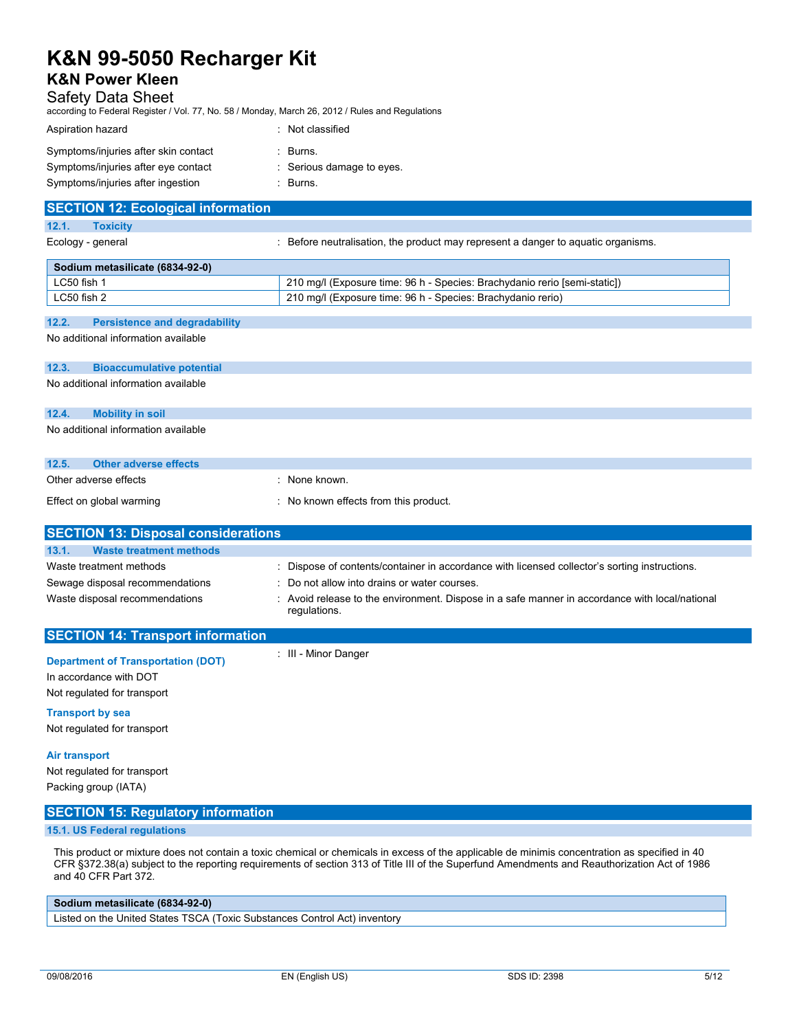Aspiration hazard : Not classified

Symptoms/injuries after skin contact : Burns.

Symptoms/injuries after eye contact : Serious damage to eyes.

Symptoms/injuries after ingestion : Burns.

## SECTION 12: Ecological information

### 12.1. Toxicity

Ecology - general : Before neutralisation, the product may represent a danger to aquatic organisms.

| Sodium metasilicate (6834-92-0) | |
|---|---|
| LC50 fish 1 | 210 mg/l (Exposure time: 96 h - Species: Brachydanio rerio [semi-static]) |
| LC50 fish 2 | 210 mg/l (Exposure time: 96 h - Species: Brachydanio rerio) |

### 12.2. Persistence and degradability

No additional information available

### 12.3. Bioaccumulative potential

No additional information available

### 12.4. Mobility in soil

No additional information available

### 12.5. Other adverse effects

Other adverse effects : None known.

Effect on global warming : No known effects from this product.

## SECTION 13: Disposal considerations

### 13.1. Waste treatment methods

Waste treatment methods : Dispose of contents/container in accordance with licensed collector's sorting instructions.

Sewage disposal recommendations : Do not allow into drains or water courses.

Waste disposal recommendations : Avoid release to the environment. Dispose in a safe manner in accordance with local/national regulations.

## SECTION 14: Transport information

: III - Minor Danger

**Department of Transportation (DOT)**

In accordance with DOT

Not regulated for transport

**Transport by sea**

Not regulated for transport

**Air transport**

Not regulated for transport

Packing group (IATA)

## SECTION 15: Regulatory information

### 15.1. US Federal regulations

This product or mixture does not contain a toxic chemical or chemicals in excess of the applicable de minimis concentration as specified in 40 CFR §372.38(a) subject to the reporting requirements of section 313 of Title III of the Superfund Amendments and Reauthorization Act of 1986 and 40 CFR Part 372.

| Sodium metasilicate (6834-92-0) |
|---|
| Listed on the United States TSCA (Toxic Substances Control Act) inventory |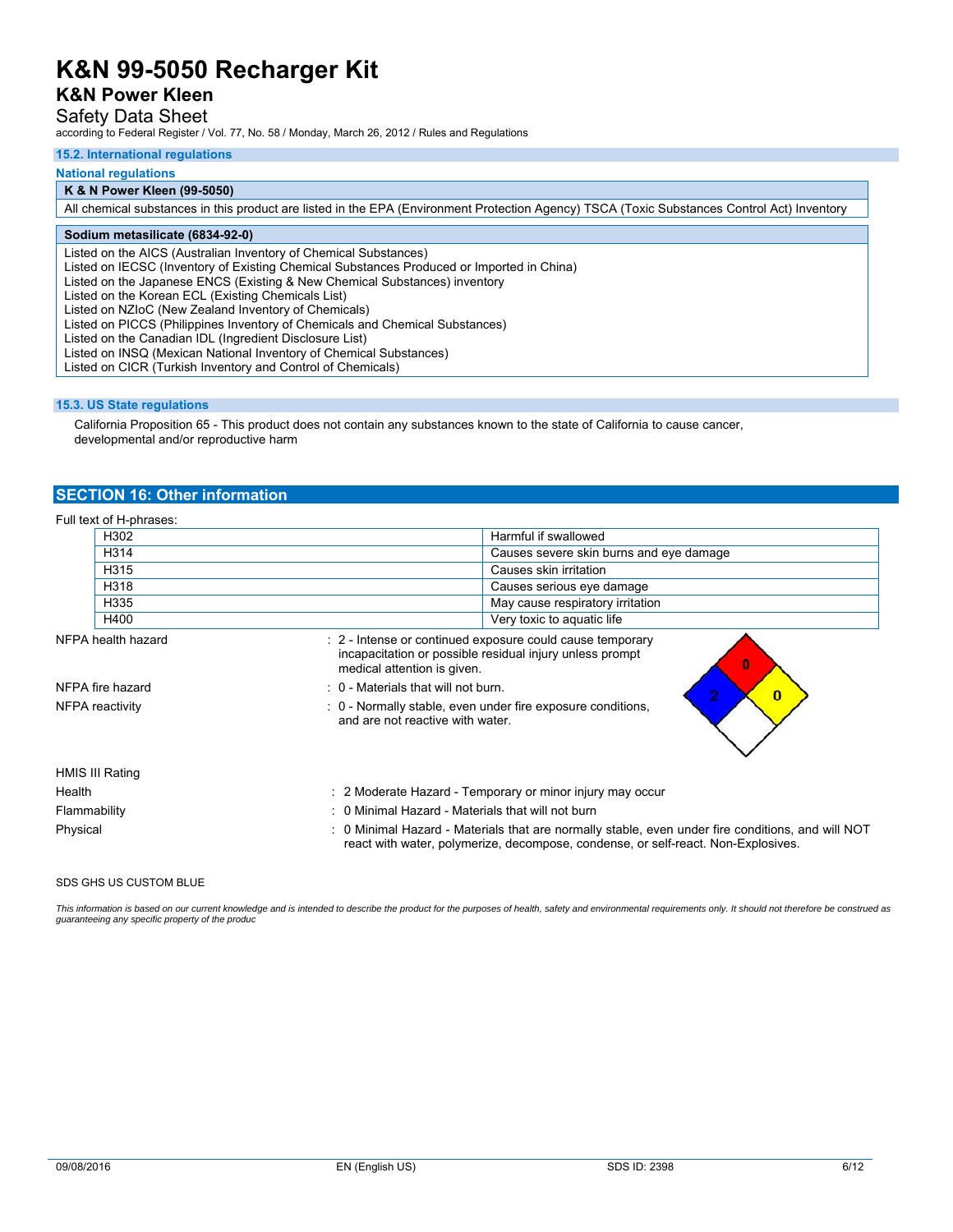### 15.2. International regulations

**National regulations**

| K & N Power Kleen (99-5050) |
|---|
| All chemical substances in this product are listed in the EPA (Environment Protection Agency) TSCA (Toxic Substances Control Act) Inventory |

| Sodium metasilicate (6834-92-0) |
|---|
| Listed on the AICS (Australian Inventory of Chemical Substances)<br>Listed on IECSC (Inventory of Existing Chemical Substances Produced or Imported in China)<br>Listed on the Japanese ENCS (Existing & New Chemical Substances) inventory<br>Listed on the Korean ECL (Existing Chemicals List)<br>Listed on NZIoC (New Zealand Inventory of Chemicals)<br>Listed on PICCS (Philippines Inventory of Chemicals and Chemical Substances)<br>Listed on the Canadian IDL (Ingredient Disclosure List)<br>Listed on INSQ (Mexican National Inventory of Chemical Substances)<br>Listed on CICR (Turkish Inventory and Control of Chemicals) |

### 15.3. US State regulations

California Proposition 65 - This product does not contain any substances known to the state of California to cause cancer, developmental and/or reproductive harm

## SECTION 16: Other information

Full text of H-phrases:

| | |
|---|---|
| H302 | Harmful if swallowed |
| H314 | Causes severe skin burns and eye damage |
| H315 | Causes skin irritation |
| H318 | Causes serious eye damage |
| H335 | May cause respiratory irritation |
| H400 | Very toxic to aquatic life |

NFPA health hazard : 2 - Intense or continued exposure could cause temporary incapacitation or possible residual injury unless prompt medical attention is given.

NFPA fire hazard : 0 - Materials that will not burn.

NFPA reactivity : 0 - Normally stable, even under fire exposure conditions, and are not reactive with water.

HMIS III Rating

Health : 2 Moderate Hazard - Temporary or minor injury may occur

Flammability : 0 Minimal Hazard - Materials that will not burn

Physical : 0 Minimal Hazard - Materials that are normally stable, even under fire conditions, and will NOT react with water, polymerize, decompose, condense, or self-react. Non-Explosives.

SDS GHS US CUSTOM BLUE

*This information is based on our current knowledge and is intended to describe the product for the purposes of health, safety and environmental requirements only. It should not therefore be construed as guaranteeing any specific property of the produc*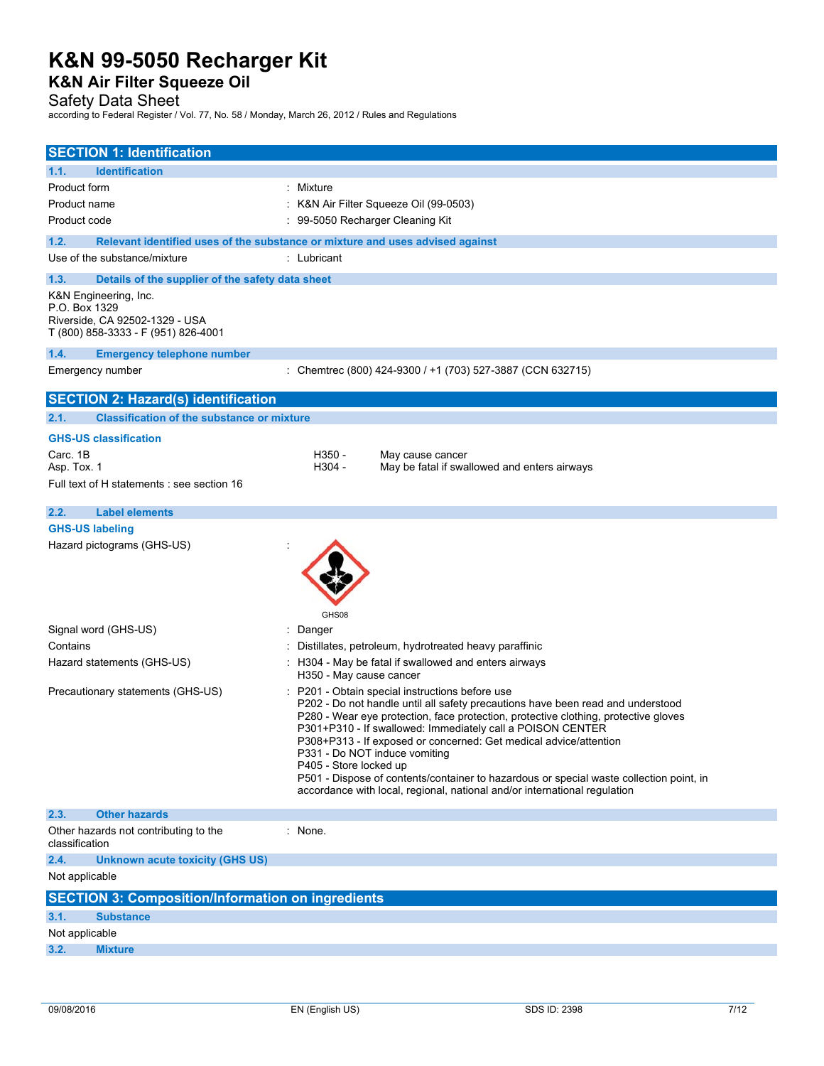// K&N 99-5050 Recharger Kit
## K&N Air Filter Squeeze Oil

Safety Data Sheet

according to Federal Register / Vol. 77, No. 58 / Monday, March 26, 2012 / Rules and Regulations

## SECTION 1: Identification

### 1.1. Identification

| | |
|---|---|
| Product form | : Mixture |
| Product name | : K&N Air Filter Squeeze Oil (99-0503) |
| Product code | : 99-5050 Recharger Cleaning Kit |

### 1.2. Relevant identified uses of the substance or mixture and uses advised against

| | |
|---|---|
| Use of the substance/mixture | : Lubricant |

### 1.3. Details of the supplier of the safety data sheet

K&N Engineering, Inc.
P.O. Box 1329
Riverside, CA 92502-1329 - USA
T (800) 858-3333 - F (951) 826-4001

### 1.4. Emergency telephone number

| | |
|---|---|
| Emergency number | : Chemtrec (800) 424-9300 / +1 (703) 527-3887 (CCN 632715) |

## SECTION 2: Hazard(s) identification

### 2.1. Classification of the substance or mixture

**GHS-US classification**

| | | |
|---|---|---|
| Carc. 1B | H350 - | May cause cancer |
| Asp. Tox. 1 | H304 - | May be fatal if swallowed and enters airways |

Full text of H statements : see section 16

### 2.2. Label elements

**GHS-US labeling**

Hazard pictograms (GHS-US) :

GHS08

| | |
|---|---|
| Signal word (GHS-US) | : Danger |
| Contains | : Distillates, petroleum, hydrotreated heavy paraffinic |
| Hazard statements (GHS-US) | : H304 - May be fatal if swallowed and enters airways<br>H350 - May cause cancer |
| Precautionary statements (GHS-US) | : P201 - Obtain special instructions before use<br>P202 - Do not handle until all safety precautions have been read and understood<br>P280 - Wear eye protection, face protection, protective clothing, protective gloves<br>P301+P310 - If swallowed: Immediately call a POISON CENTER<br>P308+P313 - If exposed or concerned: Get medical advice/attention<br>P331 - Do NOT induce vomiting<br>P405 - Store locked up<br>P501 - Dispose of contents/container to hazardous or special waste collection point, in accordance with local, regional, national and/or international regulation |

### 2.3. Other hazards

| | |
|---|---|
| Other hazards not contributing to the classification | : None. |

### 2.4. Unknown acute toxicity (GHS US)

Not applicable

## SECTION 3: Composition/Information on ingredients

### 3.1. Substance

Not applicable

### 3.2. Mixture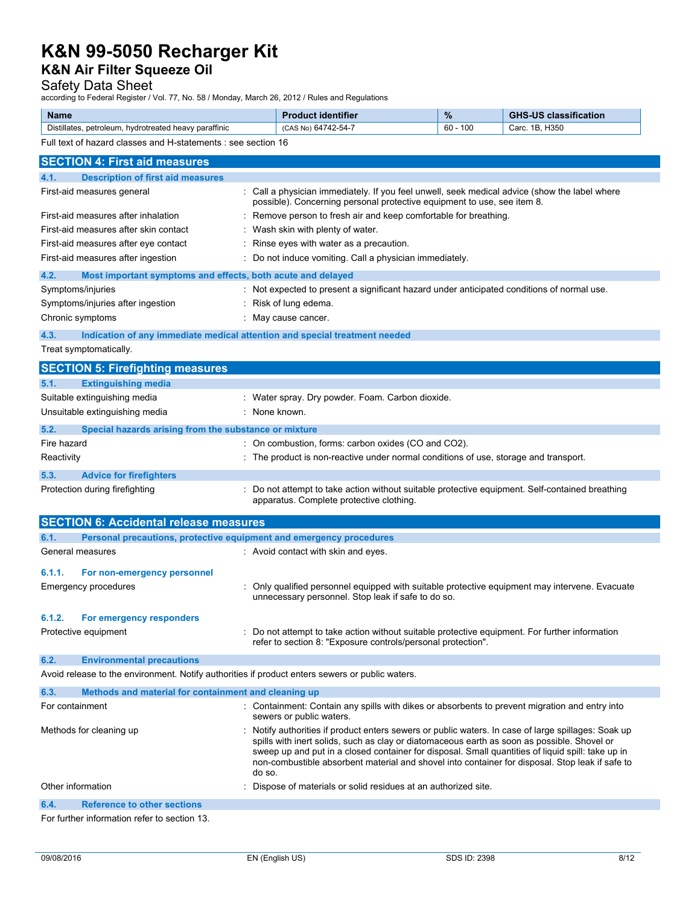# K&N 99-5050 Recharger Kit

## K&N Air Filter Squeeze Oil

Safety Data Sheet

according to Federal Register / Vol. 77, No. 58 / Monday, March 26, 2012 / Rules and Regulations

| Name | Product identifier | % | GHS-US classification |
|---|---|---|---|
| Distillates, petroleum, hydrotreated heavy paraffinic | (CAS No) 64742-54-7 | 60 - 100 | Carc. 1B, H350 |

Full text of hazard classes and H-statements : see section 16

## SECTION 4: First aid measures

### 4.1. Description of first aid measures

| | |
|---|---|
| First-aid measures general | : Call a physician immediately. If you feel unwell, seek medical advice (show the label where possible). Concerning personal protective equipment to use, see item 8. |
| First-aid measures after inhalation | : Remove person to fresh air and keep comfortable for breathing. |
| First-aid measures after skin contact | : Wash skin with plenty of water. |
| First-aid measures after eye contact | : Rinse eyes with water as a precaution. |
| First-aid measures after ingestion | : Do not induce vomiting. Call a physician immediately. |

### 4.2. Most important symptoms and effects, both acute and delayed

| | |
|---|---|
| Symptoms/injuries | : Not expected to present a significant hazard under anticipated conditions of normal use. |
| Symptoms/injuries after ingestion | : Risk of lung edema. |
| Chronic symptoms | : May cause cancer. |

### 4.3. Indication of any immediate medical attention and special treatment needed

Treat symptomatically.

## SECTION 5: Firefighting measures

### 5.1. Extinguishing media

| | |
|---|---|
| Suitable extinguishing media | : Water spray. Dry powder. Foam. Carbon dioxide. |
| Unsuitable extinguishing media | : None known. |

### 5.2. Special hazards arising from the substance or mixture

| | |
|---|---|
| Fire hazard | : On combustion, forms: carbon oxides (CO and $CO_2$). |
| Reactivity | : The product is non-reactive under normal conditions of use, storage and transport. |

### 5.3. Advice for firefighters

| | |
|---|---|
| Protection during firefighting | : Do not attempt to take action without suitable protective equipment. Self-contained breathing apparatus. Complete protective clothing. |

## SECTION 6: Accidental release measures

### 6.1. Personal precautions, protective equipment and emergency procedures

General measures : Avoid contact with skin and eyes.

#### 6.1.1. For non-emergency personnel

Emergency procedures : Only qualified personnel equipped with suitable protective equipment may intervene. Evacuate unnecessary personnel. Stop leak if safe to do so.

#### 6.1.2. For emergency responders

Protective equipment : Do not attempt to take action without suitable protective equipment. For further information refer to section 8: "Exposure controls/personal protection".

### 6.2. Environmental precautions

Avoid release to the environment. Notify authorities if product enters sewers or public waters.

### 6.3. Methods and material for containment and cleaning up

| | |
|---|---|
| For containment | : Containment: Contain any spills with dikes or absorbents to prevent migration and entry into sewers or public waters. |
| Methods for cleaning up | : Notify authorities if product enters sewers or public waters. In case of large spillages: Soak up spills with inert solids, such as clay or diatomaceous earth as soon as possible. Shovel or sweep up and put in a closed container for disposal. Small quantities of liquid spill: take up in non-combustible absorbent material and shovel into container for disposal. Stop leak if safe to do so. |
| Other information | : Dispose of materials or solid residues at an authorized site. |

### 6.4. Reference to other sections

For further information refer to section 13.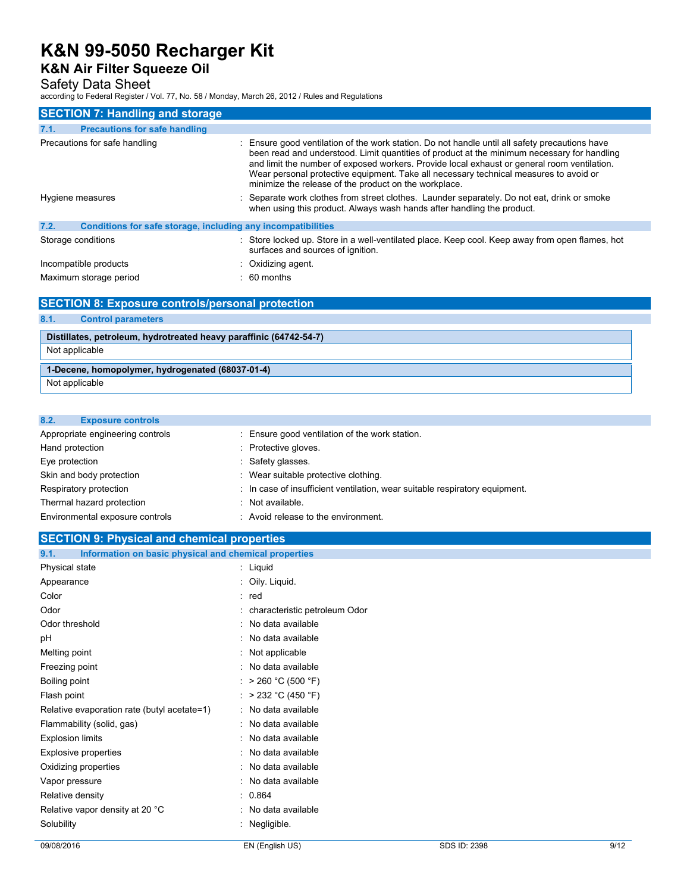## SECTION 7: Handling and storage

### 7.1. Precautions for safe handling

| | |
|---|---|
| Precautions for safe handling | : Ensure good ventilation of the work station. Do not handle until all safety precautions have been read and understood. Limit quantities of product at the minimum necessary for handling and limit the number of exposed workers. Provide local exhaust or general room ventilation. Wear personal protective equipment. Take all necessary technical measures to avoid or minimize the release of the product on the workplace. |
| Hygiene measures | : Separate work clothes from street clothes. Launder separately. Do not eat, drink or smoke when using this product. Always wash hands after handling the product. |

### 7.2. Conditions for safe storage, including any incompatibilities

| | |
|---|---|
| Storage conditions | : Store locked up. Store in a well-ventilated place. Keep cool. Keep away from open flames, hot surfaces and sources of ignition. |
| Incompatible products | : Oxidizing agent. |
| Maximum storage period | : 60 months |

## SECTION 8: Exposure controls/personal protection

### 8.1. Control parameters

| Distillates, petroleum, hydrotreated heavy paraffinic (64742-54-7) |
|---|
| Not applicable |

| 1-Decene, homopolymer, hydrogenated (68037-01-4) |
|---|
| Not applicable |

### 8.2. Exposure controls

| | |
|---|---|
| Appropriate engineering controls | : Ensure good ventilation of the work station. |
| Hand protection | : Protective gloves. |
| Eye protection | : Safety glasses. |
| Skin and body protection | : Wear suitable protective clothing. |
| Respiratory protection | : In case of insufficient ventilation, wear suitable respiratory equipment. |
| Thermal hazard protection | : Not available. |
| Environmental exposure controls | : Avoid release to the environment. |

## SECTION 9: Physical and chemical properties

### 9.1. Information on basic physical and chemical properties

| | |
|---|---|
| Physical state | : Liquid |
| Appearance | : Oily. Liquid. |
| Color | : red |
| Odor | : characteristic petroleum Odor |
| Odor threshold | : No data available |
| pH | : No data available |
| Melting point | : Not applicable |
| Freezing point | : No data available |
| Boiling point | : > 260 °C (500 °F) |
| Flash point | : > 232 °C (450 °F) |
| Relative evaporation rate (butyl acetate=1) | : No data available |
| Flammability (solid, gas) | : No data available |
| Explosion limits | : No data available |
| Explosive properties | : No data available |
| Oxidizing properties | : No data available |
| Vapor pressure | : No data available |
| Relative density | : 0.864 |
| Relative vapor density at 20 °C | : No data available |
| Solubility | : Negligible. |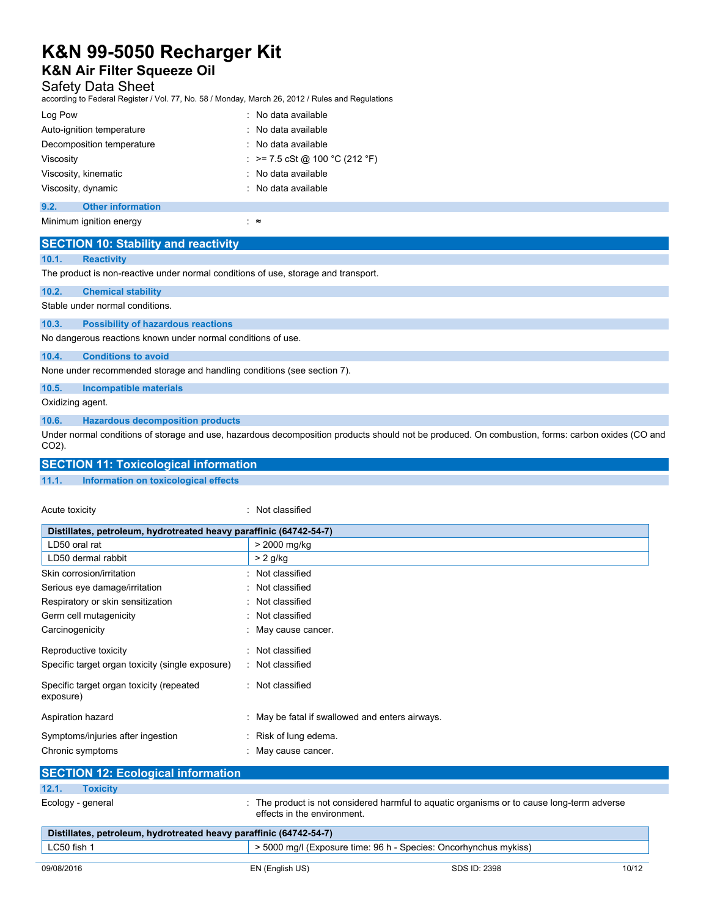| | |
|---|---|
| Log Pow | : No data available |
| Auto-ignition temperature | : No data available |
| Decomposition temperature | : No data available |
| Viscosity | : >= 7.5 cSt @ 100 °C (212 °F) |
| Viscosity, kinematic | : No data available |
| Viscosity, dynamic | : No data available |

### 9.2. Other information

Minimum ignition energy : ≈

## SECTION 10: Stability and reactivity

### 10.1. Reactivity

The product is non-reactive under normal conditions of use, storage and transport.

### 10.2. Chemical stability

Stable under normal conditions.

### 10.3. Possibility of hazardous reactions

No dangerous reactions known under normal conditions of use.

### 10.4. Conditions to avoid

None under recommended storage and handling conditions (see section 7).

### 10.5. Incompatible materials

Oxidizing agent.

### 10.6. Hazardous decomposition products

Under normal conditions of storage and use, hazardous decomposition products should not be produced. On combustion, forms: carbon oxides (CO and $CO_2$).

## SECTION 11: Toxicological information

### 11.1. Information on toxicological effects

Acute toxicity : Not classified

| Distillates, petroleum, hydrotreated heavy paraffinic (64742-54-7) | |
|---|---|
| LD50 oral rat | > 2000 mg/kg |
| LD50 dermal rabbit | > 2 g/kg |

| | |
|---|---|
| Skin corrosion/irritation | : Not classified |
| Serious eye damage/irritation | : Not classified |
| Respiratory or skin sensitization | : Not classified |
| Germ cell mutagenicity | : Not classified |
| Carcinogenicity | : May cause cancer. |
| Reproductive toxicity | : Not classified |
| Specific target organ toxicity (single exposure) | : Not classified |
| Specific target organ toxicity (repeated exposure) | : Not classified |
| Aspiration hazard | : May be fatal if swallowed and enters airways. |
| Symptoms/injuries after ingestion | : Risk of lung edema. |
| Chronic symptoms | : May cause cancer. |

## SECTION 12: Ecological information

### 12.1. Toxicity

Ecology - general : The product is not considered harmful to aquatic organisms or to cause long-term adverse effects in the environment.

| Distillates, petroleum, hydrotreated heavy paraffinic (64742-54-7) | |
|---|---|
| LC50 fish 1 | > 5000 mg/l (Exposure time: 96 h - Species: Oncorhynchus mykiss) |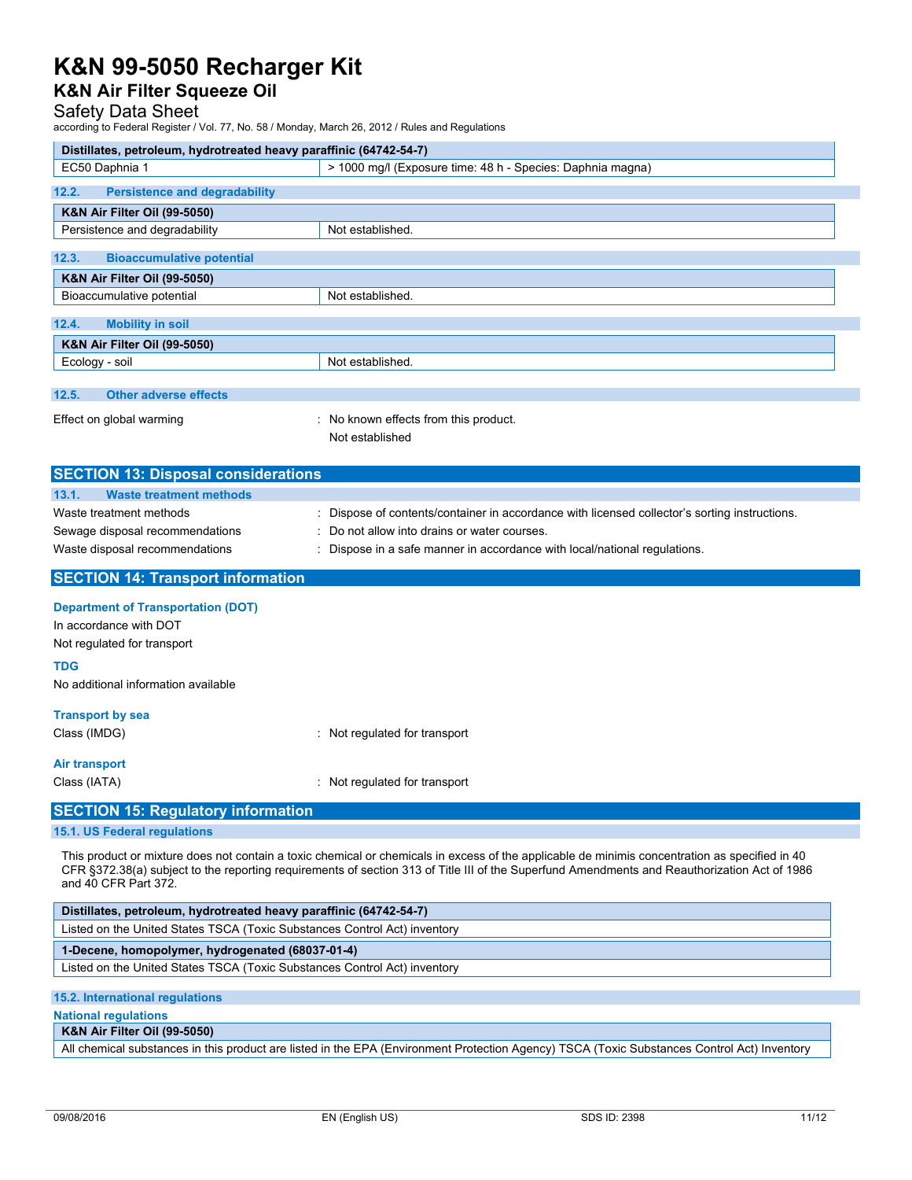| Distillates, petroleum, hydrotreated heavy paraffinic (64742-54-7) | |
|---|---|
| EC50 Daphnia 1 | > 1000 mg/l (Exposure time: 48 h - Species: Daphnia magna) |

### 12.2. Persistence and degradability

| K&N Air Filter Oil (99-5050) | |
|---|---|
| Persistence and degradability | Not established. |

### 12.3. Bioaccumulative potential

| K&N Air Filter Oil (99-5050) | |
|---|---|
| Bioaccumulative potential | Not established. |

### 12.4. Mobility in soil

| K&N Air Filter Oil (99-5050) | |
|---|---|
| Ecology - soil | Not established. |

### 12.5. Other adverse effects

Effect on global warming : No known effects from this product.
Not established

## SECTION 13: Disposal considerations

### 13.1. Waste treatment methods

Waste treatment methods : Dispose of contents/container in accordance with licensed collector's sorting instructions.

Sewage disposal recommendations : Do not allow into drains or water courses.

Waste disposal recommendations : Dispose in a safe manner in accordance with local/national regulations.

## SECTION 14: Transport information

**Department of Transportation (DOT)**

In accordance with DOT

Not regulated for transport

**TDG**

No additional information available

**Transport by sea**

Class (IMDG) : Not regulated for transport

**Air transport**

Class (IATA) : Not regulated for transport

## SECTION 15: Regulatory information

### 15.1. US Federal regulations

This product or mixture does not contain a toxic chemical or chemicals in excess of the applicable de minimis concentration as specified in 40 CFR §372.38(a) subject to the reporting requirements of section 313 of Title III of the Superfund Amendments and Reauthorization Act of 1986 and 40 CFR Part 372.

| Distillates, petroleum, hydrotreated heavy paraffinic (64742-54-7) |
|---|
| Listed on the United States TSCA (Toxic Substances Control Act) inventory |

| 1-Decene, homopolymer, hydrogenated (68037-01-4) |
|---|
| Listed on the United States TSCA (Toxic Substances Control Act) inventory |

### 15.2. International regulations

**National regulations**

| K&N Air Filter Oil (99-5050) |
|---|
| All chemical substances in this product are listed in the EPA (Environment Protection Agency) TSCA (Toxic Substances Control Act) Inventory |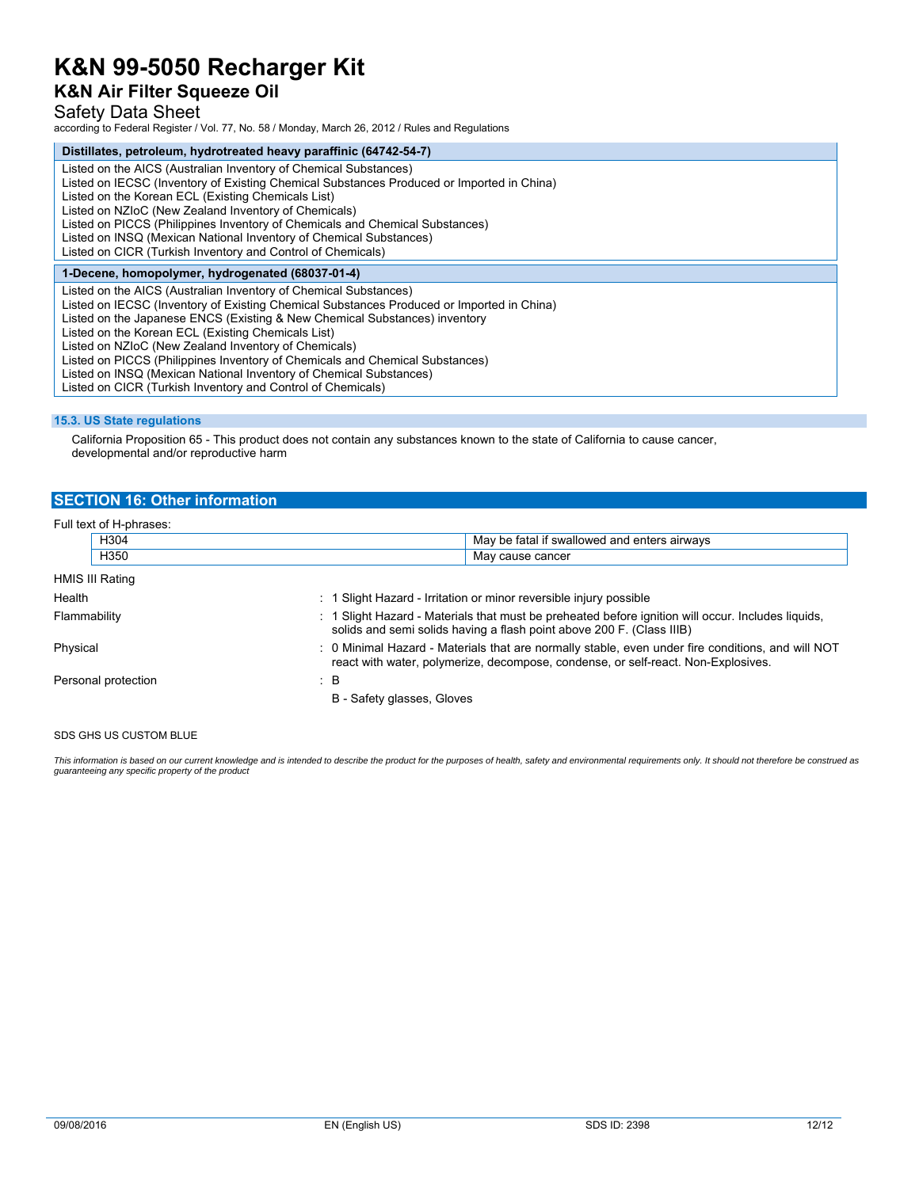| Distillates, petroleum, hydrotreated heavy paraffinic (64742-54-7) |
|---|
| Listed on the AICS (Australian Inventory of Chemical Substances) |
| Listed on IECSC (Inventory of Existing Chemical Substances Produced or Imported in China) |
| Listed on the Korean ECL (Existing Chemicals List) |
| Listed on NZIoC (New Zealand Inventory of Chemicals) |
| Listed on PICCS (Philippines Inventory of Chemicals and Chemical Substances) |
| Listed on INSQ (Mexican National Inventory of Chemical Substances) |
| Listed on CICR (Turkish Inventory and Control of Chemicals) |

| 1-Decene, homopolymer, hydrogenated (68037-01-4) |
|---|
| Listed on the AICS (Australian Inventory of Chemical Substances) |
| Listed on IECSC (Inventory of Existing Chemical Substances Produced or Imported in China) |
| Listed on the Japanese ENCS (Existing & New Chemical Substances) inventory |
| Listed on the Korean ECL (Existing Chemicals List) |
| Listed on NZIoC (New Zealand Inventory of Chemicals) |
| Listed on PICCS (Philippines Inventory of Chemicals and Chemical Substances) |
| Listed on INSQ (Mexican National Inventory of Chemical Substances) |
| Listed on CICR (Turkish Inventory and Control of Chemicals) |

### 15.3. US State regulations

California Proposition 65 - This product does not contain any substances known to the state of California to cause cancer, developmental and/or reproductive harm

## SECTION 16: Other information

Full text of H-phrases:

| | |
|---|---|
| H304 | May be fatal if swallowed and enters airways |
| H350 | May cause cancer |

HMIS III Rating

| | |
|---|---|
| Health | : 1 Slight Hazard - Irritation or minor reversible injury possible |
| Flammability | : 1 Slight Hazard - Materials that must be preheated before ignition will occur. Includes liquids, solids and semi solids having a flash point above 200 F. (Class IIIB) |
| Physical | : 0 Minimal Hazard - Materials that are normally stable, even under fire conditions, and will NOT react with water, polymerize, decompose, condense, or self-react. Non-Explosives. |
| Personal protection | : B<br>B - Safety glasses, Gloves |

SDS GHS US CUSTOM BLUE

*This information is based on our current knowledge and is intended to describe the product for the purposes of health, safety and environmental requirements only. It should not therefore be construed as guaranteeing any specific property of the product*